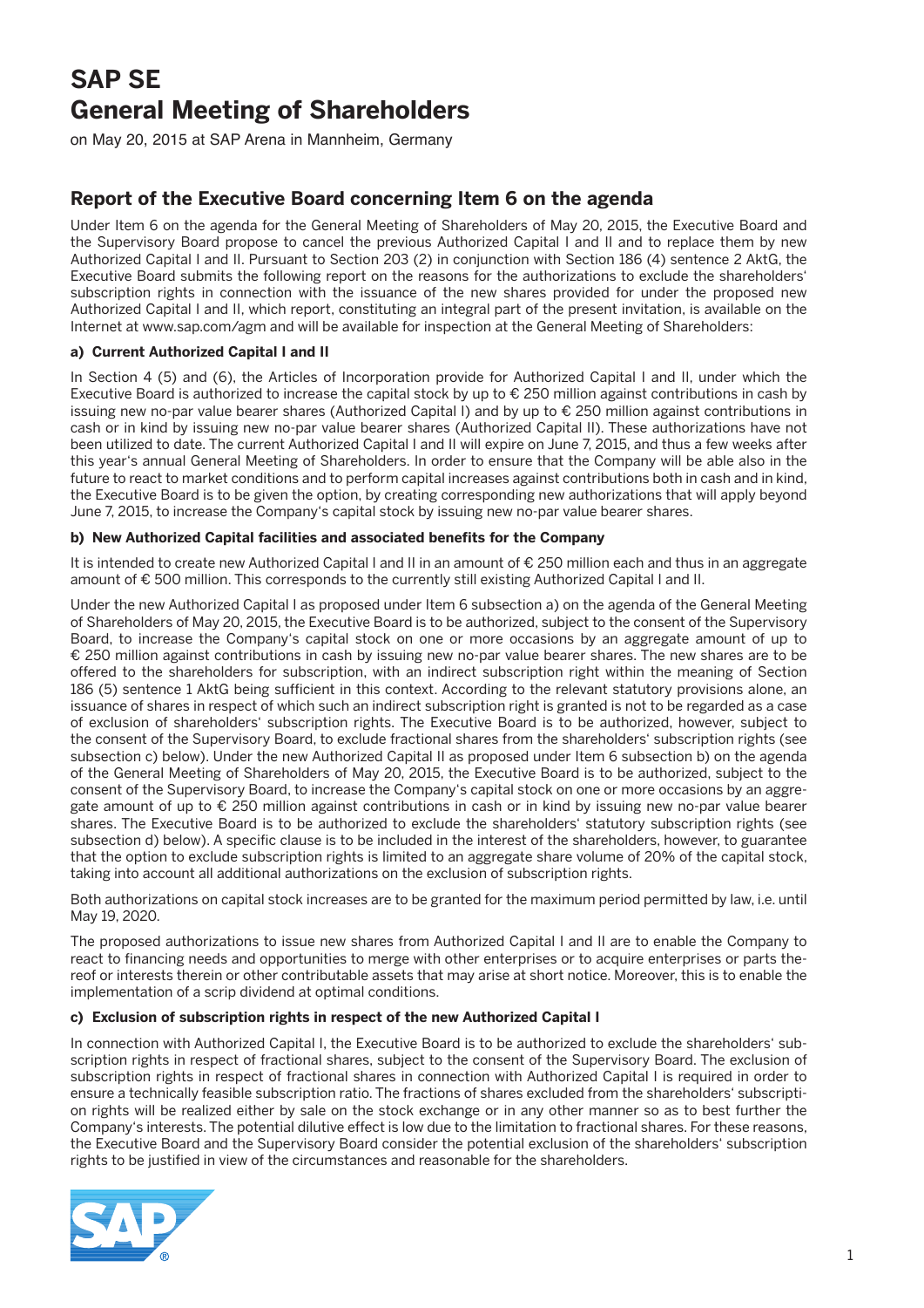# SAP SE
# General Meeting of Shareholders

on May 20, 2015 at SAP Arena in Mannheim, Germany

## Report of the Executive Board concerning Item 6 on the agenda

Under Item 6 on the agenda for the General Meeting of Shareholders of May 20, 2015, the Executive Board and the Supervisory Board propose to cancel the previous Authorized Capital I and II and to replace them by new Authorized Capital I and II. Pursuant to Section 203 (2) in conjunction with Section 186 (4) sentence 2 AktG, the Executive Board submits the following report on the reasons for the authorizations to exclude the shareholders' subscription rights in connection with the issuance of the new shares provided for under the proposed new Authorized Capital I and II, which report, constituting an integral part of the present invitation, is available on the Internet at www.sap.com/agm and will be available for inspection at the General Meeting of Shareholders:

### a) Current Authorized Capital I and II

In Section 4 (5) and (6), the Articles of Incorporation provide for Authorized Capital I and II, under which the Executive Board is authorized to increase the capital stock by up to € 250 million against contributions in cash by issuing new no-par value bearer shares (Authorized Capital I) and by up to € 250 million against contributions in cash or in kind by issuing new no-par value bearer shares (Authorized Capital II). These authorizations have not been utilized to date. The current Authorized Capital I and II will expire on June 7, 2015, and thus a few weeks after this year's annual General Meeting of Shareholders. In order to ensure that the Company will be able also in the future to react to market conditions and to perform capital increases against contributions both in cash and in kind, the Executive Board is to be given the option, by creating corresponding new authorizations that will apply beyond June 7, 2015, to increase the Company's capital stock by issuing new no-par value bearer shares.

### b) New Authorized Capital facilities and associated benefits for the Company

It is intended to create new Authorized Capital I and II in an amount of € 250 million each and thus in an aggregate amount of € 500 million. This corresponds to the currently still existing Authorized Capital I and II.

Under the new Authorized Capital I as proposed under Item 6 subsection a) on the agenda of the General Meeting of Shareholders of May 20, 2015, the Executive Board is to be authorized, subject to the consent of the Supervisory Board, to increase the Company's capital stock on one or more occasions by an aggregate amount of up to € 250 million against contributions in cash by issuing new no-par value bearer shares. The new shares are to be offered to the shareholders for subscription, with an indirect subscription right within the meaning of Section 186 (5) sentence 1 AktG being sufficient in this context. According to the relevant statutory provisions alone, an issuance of shares in respect of which such an indirect subscription right is granted is not to be regarded as a case of exclusion of shareholders' subscription rights. The Executive Board is to be authorized, however, subject to the consent of the Supervisory Board, to exclude fractional shares from the shareholders' subscription rights (see subsection c) below). Under the new Authorized Capital II as proposed under Item 6 subsection b) on the agenda of the General Meeting of Shareholders of May 20, 2015, the Executive Board is to be authorized, subject to the consent of the Supervisory Board, to increase the Company's capital stock on one or more occasions by an aggregate amount of up to € 250 million against contributions in cash or in kind by issuing new no-par value bearer shares. The Executive Board is to be authorized to exclude the shareholders' statutory subscription rights (see subsection d) below). A specific clause is to be included in the interest of the shareholders, however, to guarantee that the option to exclude subscription rights is limited to an aggregate share volume of 20% of the capital stock, taking into account all additional authorizations on the exclusion of subscription rights.

Both authorizations on capital stock increases are to be granted for the maximum period permitted by law, i.e. until May 19, 2020.

The proposed authorizations to issue new shares from Authorized Capital I and II are to enable the Company to react to financing needs and opportunities to merge with other enterprises or to acquire enterprises or parts thereof or interests therein or other contributable assets that may arise at short notice. Moreover, this is to enable the implementation of a scrip dividend at optimal conditions.

### c) Exclusion of subscription rights in respect of the new Authorized Capital I

In connection with Authorized Capital I, the Executive Board is to be authorized to exclude the shareholders' subscription rights in respect of fractional shares, subject to the consent of the Supervisory Board. The exclusion of subscription rights in respect of fractional shares in connection with Authorized Capital I is required in order to ensure a technically feasible subscription ratio. The fractions of shares excluded from the shareholders' subscription rights will be realized either by sale on the stock exchange or in any other manner so as to best further the Company's interests. The potential dilutive effect is low due to the limitation to fractional shares. For these reasons, the Executive Board and the Supervisory Board consider the potential exclusion of the shareholders' subscription rights to be justified in view of the circumstances and reasonable for the shareholders.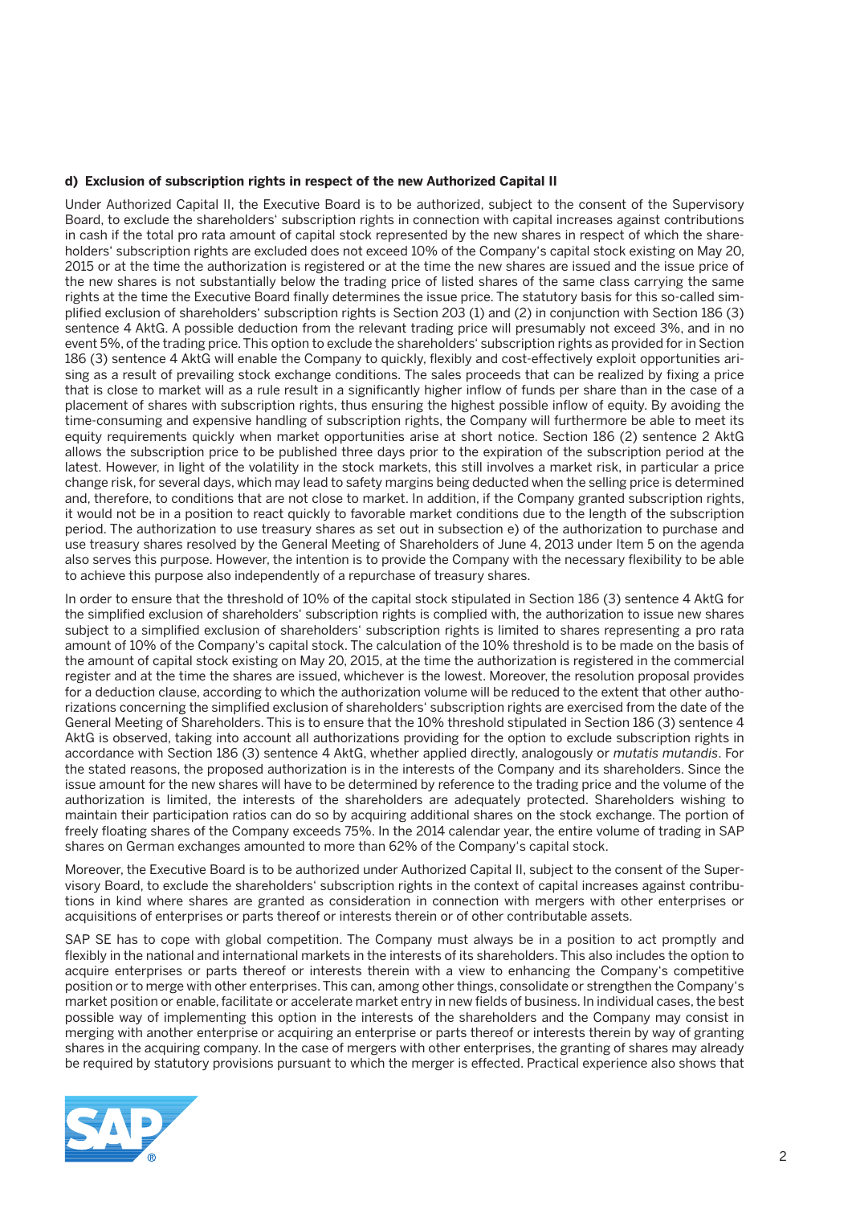#### d) Exclusion of subscription rights in respect of the new Authorized Capital II

Under Authorized Capital II, the Executive Board is to be authorized, subject to the consent of the Supervisory Board, to exclude the shareholders' subscription rights in connection with capital increases against contributions in cash if the total pro rata amount of capital stock represented by the new shares in respect of which the shareholders' subscription rights are excluded does not exceed 10% of the Company's capital stock existing on May 20, 2015 or at the time the authorization is registered or at the time the new shares are issued and the issue price of the new shares is not substantially below the trading price of listed shares of the same class carrying the same rights at the time the Executive Board finally determines the issue price. The statutory basis for this so-called simplified exclusion of shareholders' subscription rights is Section 203 (1) and (2) in conjunction with Section 186 (3) sentence 4 AktG. A possible deduction from the relevant trading price will presumably not exceed 3%, and in no event 5%, of the trading price. This option to exclude the shareholders' subscription rights as provided for in Section 186 (3) sentence 4 AktG will enable the Company to quickly, flexibly and cost-effectively exploit opportunities arising as a result of prevailing stock exchange conditions. The sales proceeds that can be realized by fixing a price that is close to market will as a rule result in a significantly higher inflow of funds per share than in the case of a placement of shares with subscription rights, thus ensuring the highest possible inflow of equity. By avoiding the time-consuming and expensive handling of subscription rights, the Company will furthermore be able to meet its equity requirements quickly when market opportunities arise at short notice. Section 186 (2) sentence 2 AktG allows the subscription price to be published three days prior to the expiration of the subscription period at the latest. However, in light of the volatility in the stock markets, this still involves a market risk, in particular a price change risk, for several days, which may lead to safety margins being deducted when the selling price is determined and, therefore, to conditions that are not close to market. In addition, if the Company granted subscription rights, it would not be in a position to react quickly to favorable market conditions due to the length of the subscription period. The authorization to use treasury shares as set out in subsection e) of the authorization to purchase and use treasury shares resolved by the General Meeting of Shareholders of June 4, 2013 under Item 5 on the agenda also serves this purpose. However, the intention is to provide the Company with the necessary flexibility to be able to achieve this purpose also independently of a repurchase of treasury shares.

In order to ensure that the threshold of 10% of the capital stock stipulated in Section 186 (3) sentence 4 AktG for the simplified exclusion of shareholders' subscription rights is complied with, the authorization to issue new shares subject to a simplified exclusion of shareholders' subscription rights is limited to shares representing a pro rata amount of 10% of the Company's capital stock. The calculation of the 10% threshold is to be made on the basis of the amount of capital stock existing on May 20, 2015, at the time the authorization is registered in the commercial register and at the time the shares are issued, whichever is the lowest. Moreover, the resolution proposal provides for a deduction clause, according to which the authorization volume will be reduced to the extent that other authorizations concerning the simplified exclusion of shareholders' subscription rights are exercised from the date of the General Meeting of Shareholders. This is to ensure that the 10% threshold stipulated in Section 186 (3) sentence 4 AktG is observed, taking into account all authorizations providing for the option to exclude subscription rights in accordance with Section 186 (3) sentence 4 AktG, whether applied directly, analogously or *mutatis mutandis*. For the stated reasons, the proposed authorization is in the interests of the Company and its shareholders. Since the issue amount for the new shares will have to be determined by reference to the trading price and the volume of the authorization is limited, the interests of the shareholders are adequately protected. Shareholders wishing to maintain their participation ratios can do so by acquiring additional shares on the stock exchange. The portion of freely floating shares of the Company exceeds 75%. In the 2014 calendar year, the entire volume of trading in SAP shares on German exchanges amounted to more than 62% of the Company's capital stock.

Moreover, the Executive Board is to be authorized under Authorized Capital II, subject to the consent of the Supervisory Board, to exclude the shareholders' subscription rights in the context of capital increases against contributions in kind where shares are granted as consideration in connection with mergers with other enterprises or acquisitions of enterprises or parts thereof or interests therein or of other contributable assets.

SAP SE has to cope with global competition. The Company must always be in a position to act promptly and flexibly in the national and international markets in the interests of its shareholders. This also includes the option to acquire enterprises or parts thereof or interests therein with a view to enhancing the Company's competitive position or to merge with other enterprises. This can, among other things, consolidate or strengthen the Company's market position or enable, facilitate or accelerate market entry in new fields of business. In individual cases, the best possible way of implementing this option in the interests of the shareholders and the Company may consist in merging with another enterprise or acquiring an enterprise or parts thereof or interests therein by way of granting shares in the acquiring company. In the case of mergers with other enterprises, the granting of shares may already be required by statutory provisions pursuant to which the merger is effected. Practical experience also shows that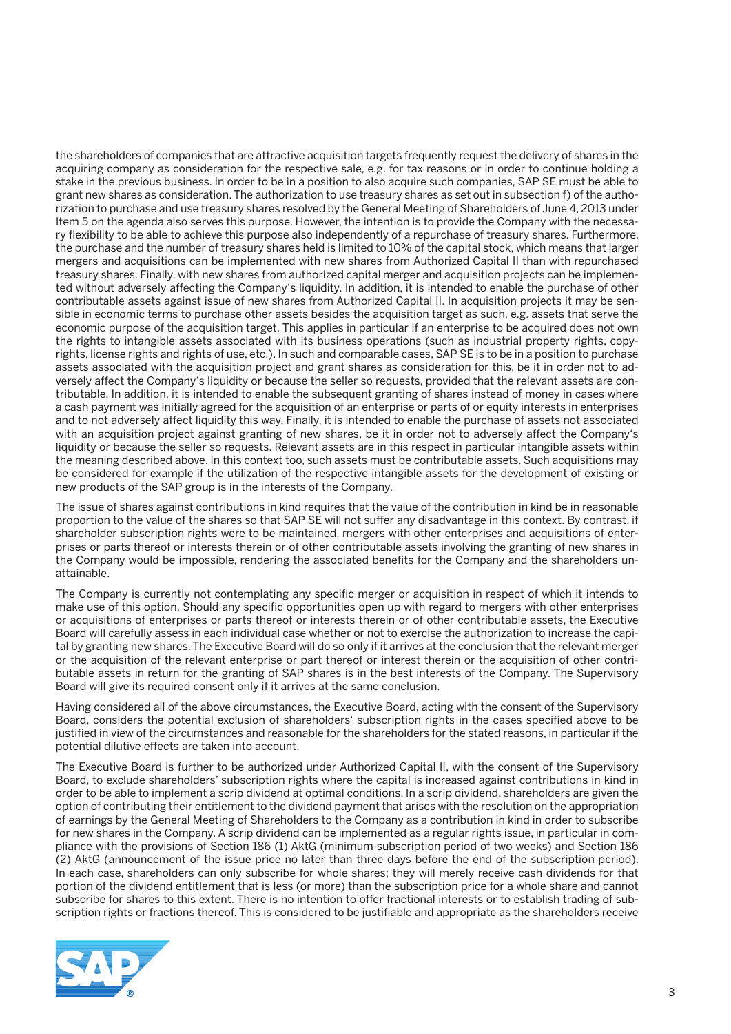the shareholders of companies that are attractive acquisition targets frequently request the delivery of shares in the acquiring company as consideration for the respective sale, e.g. for tax reasons or in order to continue holding a stake in the previous business. In order to be in a position to also acquire such companies, SAP SE must be able to grant new shares as consideration. The authorization to use treasury shares as set out in subsection f) of the authorization to purchase and use treasury shares resolved by the General Meeting of Shareholders of June 4, 2013 under Item 5 on the agenda also serves this purpose. However, the intention is to provide the Company with the necessary flexibility to be able to achieve this purpose also independently of a repurchase of treasury shares. Furthermore, the purchase and the number of treasury shares held is limited to 10% of the capital stock, which means that larger mergers and acquisitions can be implemented with new shares from Authorized Capital II than with repurchased treasury shares. Finally, with new shares from authorized capital merger and acquisition projects can be implemented without adversely affecting the Company's liquidity. In addition, it is intended to enable the purchase of other contributable assets against issue of new shares from Authorized Capital II. In acquisition projects it may be sensible in economic terms to purchase other assets besides the acquisition target as such, e.g. assets that serve the economic purpose of the acquisition target. This applies in particular if an enterprise to be acquired does not own the rights to intangible assets associated with its business operations (such as industrial property rights, copyrights, license rights and rights of use, etc.). In such and comparable cases, SAP SE is to be in a position to purchase assets associated with the acquisition project and grant shares as consideration for this, be it in order not to adversely affect the Company's liquidity or because the seller so requests, provided that the relevant assets are contributable. In addition, it is intended to enable the subsequent granting of shares instead of money in cases where a cash payment was initially agreed for the acquisition of an enterprise or parts of or equity interests in enterprises and to not adversely affect liquidity this way. Finally, it is intended to enable the purchase of assets not associated with an acquisition project against granting of new shares, be it in order not to adversely affect the Company's liquidity or because the seller so requests. Relevant assets are in this respect in particular intangible assets within the meaning described above. In this context too, such assets must be contributable assets. Such acquisitions may be considered for example if the utilization of the respective intangible assets for the development of existing or new products of the SAP group is in the interests of the Company.

The issue of shares against contributions in kind requires that the value of the contribution in kind be in reasonable proportion to the value of the shares so that SAP SE will not suffer any disadvantage in this context. By contrast, if shareholder subscription rights were to be maintained, mergers with other enterprises and acquisitions of enterprises or parts thereof or interests therein or of other contributable assets involving the granting of new shares in the Company would be impossible, rendering the associated benefits for the Company and the shareholders unattainable.

The Company is currently not contemplating any specific merger or acquisition in respect of which it intends to make use of this option. Should any specific opportunities open up with regard to mergers with other enterprises or acquisitions of enterprises or parts thereof or interests therein or of other contributable assets, the Executive Board will carefully assess in each individual case whether or not to exercise the authorization to increase the capital by granting new shares. The Executive Board will do so only if it arrives at the conclusion that the relevant merger or the acquisition of the relevant enterprise or part thereof or interest therein or the acquisition of other contributable assets in return for the granting of SAP shares is in the best interests of the Company. The Supervisory Board will give its required consent only if it arrives at the same conclusion.

Having considered all of the above circumstances, the Executive Board, acting with the consent of the Supervisory Board, considers the potential exclusion of shareholders' subscription rights in the cases specified above to be justified in view of the circumstances and reasonable for the shareholders for the stated reasons, in particular if the potential dilutive effects are taken into account.

The Executive Board is further to be authorized under Authorized Capital II, with the consent of the Supervisory Board, to exclude shareholders' subscription rights where the capital is increased against contributions in kind in order to be able to implement a scrip dividend at optimal conditions. In a scrip dividend, shareholders are given the option of contributing their entitlement to the dividend payment that arises with the resolution on the appropriation of earnings by the General Meeting of Shareholders to the Company as a contribution in kind in order to subscribe for new shares in the Company. A scrip dividend can be implemented as a regular rights issue, in particular in compliance with the provisions of Section 186 (1) AktG (minimum subscription period of two weeks) and Section 186 (2) AktG (announcement of the issue price no later than three days before the end of the subscription period). In each case, shareholders can only subscribe for whole shares; they will merely receive cash dividends for that portion of the dividend entitlement that is less (or more) than the subscription price for a whole share and cannot subscribe for shares to this extent. There is no intention to offer fractional interests or to establish trading of subscription rights or fractions thereof. This is considered to be justifiable and appropriate as the shareholders receive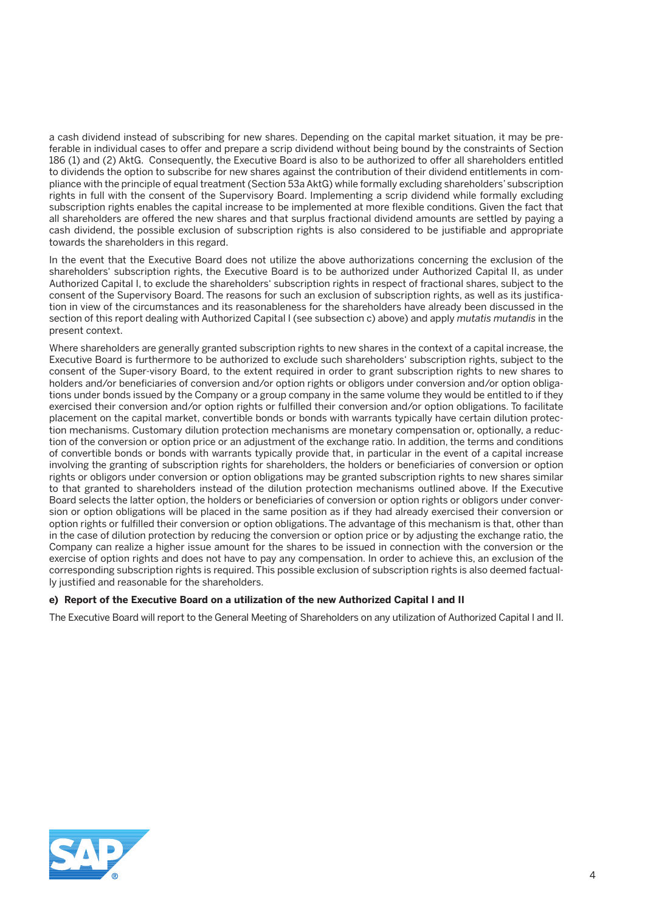a cash dividend instead of subscribing for new shares. Depending on the capital market situation, it may be preferable in individual cases to offer and prepare a scrip dividend without being bound by the constraints of Section 186 (1) and (2) AktG. Consequently, the Executive Board is also to be authorized to offer all shareholders entitled to dividends the option to subscribe for new shares against the contribution of their dividend entitlements in compliance with the principle of equal treatment (Section 53a AktG) while formally excluding shareholders' subscription rights in full with the consent of the Supervisory Board. Implementing a scrip dividend while formally excluding subscription rights enables the capital increase to be implemented at more flexible conditions. Given the fact that all shareholders are offered the new shares and that surplus fractional dividend amounts are settled by paying a cash dividend, the possible exclusion of subscription rights is also considered to be justifiable and appropriate towards the shareholders in this regard.

In the event that the Executive Board does not utilize the above authorizations concerning the exclusion of the shareholders' subscription rights, the Executive Board is to be authorized under Authorized Capital II, as under Authorized Capital I, to exclude the shareholders' subscription rights in respect of fractional shares, subject to the consent of the Supervisory Board. The reasons for such an exclusion of subscription rights, as well as its justification in view of the circumstances and its reasonableness for the shareholders have already been discussed in the section of this report dealing with Authorized Capital I (see subsection c) above) and apply *mutatis mutandis* in the present context.

Where shareholders are generally granted subscription rights to new shares in the context of a capital increase, the Executive Board is furthermore to be authorized to exclude such shareholders' subscription rights, subject to the consent of the Super-visory Board, to the extent required in order to grant subscription rights to new shares to holders and/or beneficiaries of conversion and/or option rights or obligors under conversion and/or option obligations under bonds issued by the Company or a group company in the same volume they would be entitled to if they exercised their conversion and/or option rights or fulfilled their conversion and/or option obligations. To facilitate placement on the capital market, convertible bonds or bonds with warrants typically have certain dilution protection mechanisms. Customary dilution protection mechanisms are monetary compensation or, optionally, a reduction of the conversion or option price or an adjustment of the exchange ratio. In addition, the terms and conditions of convertible bonds or bonds with warrants typically provide that, in particular in the event of a capital increase involving the granting of subscription rights for shareholders, the holders or beneficiaries of conversion or option rights or obligors under conversion or option obligations may be granted subscription rights to new shares similar to that granted to shareholders instead of the dilution protection mechanisms outlined above. If the Executive Board selects the latter option, the holders or beneficiaries of conversion or option rights or obligors under conversion or option obligations will be placed in the same position as if they had already exercised their conversion or option rights or fulfilled their conversion or option obligations. The advantage of this mechanism is that, other than in the case of dilution protection by reducing the conversion or option price or by adjusting the exchange ratio, the Company can realize a higher issue amount for the shares to be issued in connection with the conversion or the exercise of option rights and does not have to pay any compensation. In order to achieve this, an exclusion of the corresponding subscription rights is required. This possible exclusion of subscription rights is also deemed factually justified and reasonable for the shareholders.

**e) Report of the Executive Board on a utilization of the new Authorized Capital I and II**

The Executive Board will report to the General Meeting of Shareholders on any utilization of Authorized Capital I and II.